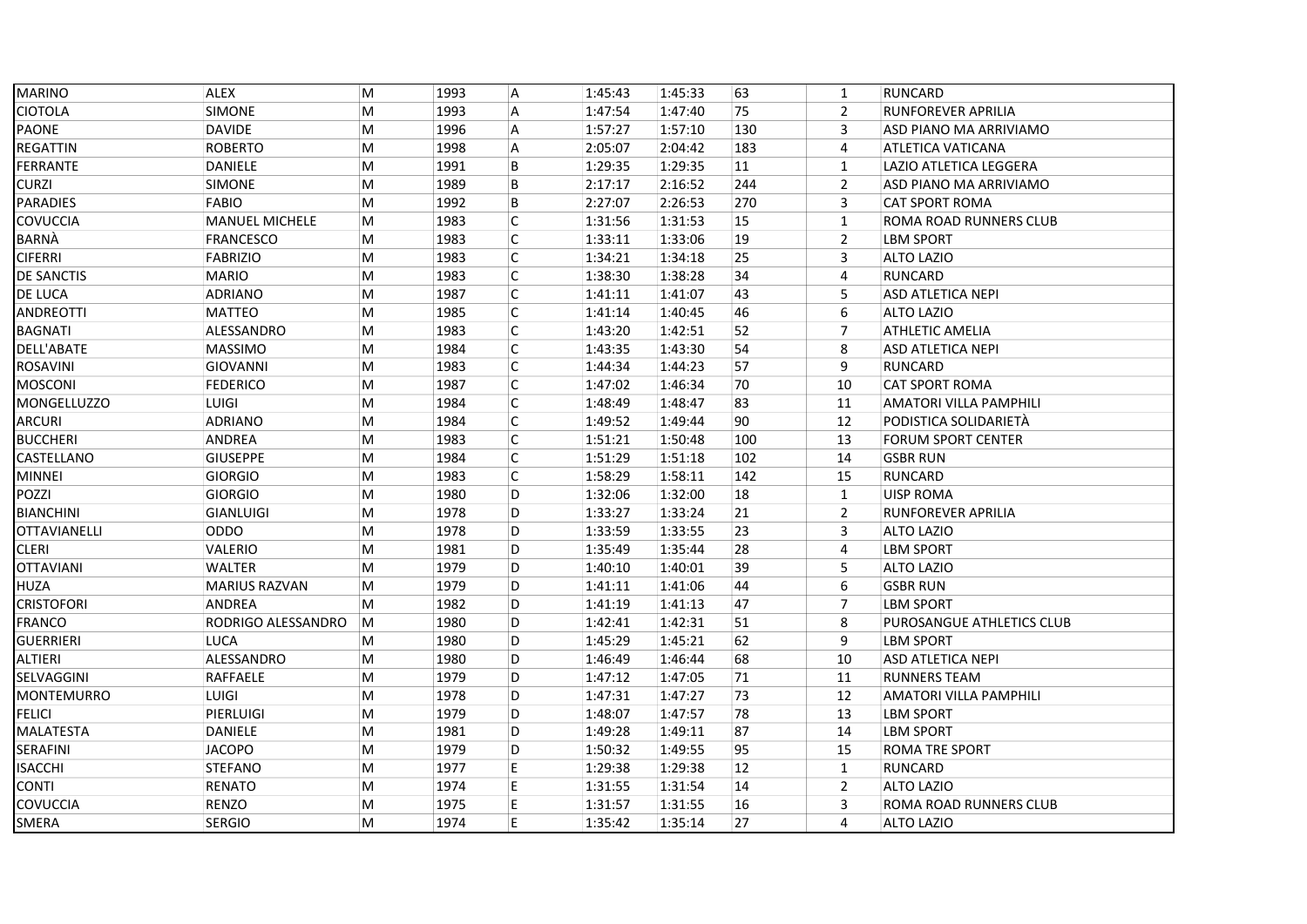| MARINO | ALEX | M | 1993 | A | 1:45:43 | 1:45:33 | 63 | 1 | RUNCARD |
|---|---|---|---|---|---|---|---|---|---|
| CIOTOLA | SIMONE | M | 1993 | A | 1:47:54 | 1:47:40 | 75 | 2 | RUNFOREVER APRILIA |
| PAONE | DAVIDE | M | 1996 | A | 1:57:27 | 1:57:10 | 130 | 3 | ASD PIANO MA ARRIVIAMO |
| REGATTIN | ROBERTO | M | 1998 | A | 2:05:07 | 2:04:42 | 183 | 4 | ATLETICA VATICANA |
| FERRANTE | DANIELE | M | 1991 | B | 1:29:35 | 1:29:35 | 11 | 1 | LAZIO ATLETICA LEGGERA |
| CURZI | SIMONE | M | 1989 | B | 2:17:17 | 2:16:52 | 244 | 2 | ASD PIANO MA ARRIVIAMO |
| PARADIES | FABIO | M | 1992 | B | 2:27:07 | 2:26:53 | 270 | 3 | CAT SPORT ROMA |
| COVUCCIA | MANUEL MICHELE | M | 1983 | C | 1:31:56 | 1:31:53 | 15 | 1 | ROMA ROAD RUNNERS CLUB |
| BARNÀ | FRANCESCO | M | 1983 | C | 1:33:11 | 1:33:06 | 19 | 2 | LBM SPORT |
| CIFERRI | FABRIZIO | M | 1983 | C | 1:34:21 | 1:34:18 | 25 | 3 | ALTO LAZIO |
| DE SANCTIS | MARIO | M | 1983 | C | 1:38:30 | 1:38:28 | 34 | 4 | RUNCARD |
| DE LUCA | ADRIANO | M | 1987 | C | 1:41:11 | 1:41:07 | 43 | 5 | ASD ATLETICA NEPI |
| ANDREOTTI | MATTEO | M | 1985 | C | 1:41:14 | 1:40:45 | 46 | 6 | ALTO LAZIO |
| BAGNATI | ALESSANDRO | M | 1983 | C | 1:43:20 | 1:42:51 | 52 | 7 | ATHLETIC AMELIA |
| DELL'ABATE | MASSIMO | M | 1984 | C | 1:43:35 | 1:43:30 | 54 | 8 | ASD ATLETICA NEPI |
| ROSAVINI | GIOVANNI | M | 1983 | C | 1:44:34 | 1:44:23 | 57 | 9 | RUNCARD |
| MOSCONI | FEDERICO | M | 1987 | C | 1:47:02 | 1:46:34 | 70 | 10 | CAT SPORT ROMA |
| MONGELLUZZO | LUIGI | M | 1984 | C | 1:48:49 | 1:48:47 | 83 | 11 | AMATORI VILLA PAMPHILI |
| ARCURI | ADRIANO | M | 1984 | C | 1:49:52 | 1:49:44 | 90 | 12 | PODISTICA SOLIDARIETÀ |
| BUCCHERI | ANDREA | M | 1983 | C | 1:51:21 | 1:50:48 | 100 | 13 | FORUM SPORT CENTER |
| CASTELLANO | GIUSEPPE | M | 1984 | C | 1:51:29 | 1:51:18 | 102 | 14 | GSBR RUN |
| MINNEI | GIORGIO | M | 1983 | C | 1:58:29 | 1:58:11 | 142 | 15 | RUNCARD |
| POZZI | GIORGIO | M | 1980 | D | 1:32:06 | 1:32:00 | 18 | 1 | UISP ROMA |
| BIANCHINI | GIANLUIGI | M | 1978 | D | 1:33:27 | 1:33:24 | 21 | 2 | RUNFOREVER APRILIA |
| OTTAVIANELLI | ODDO | M | 1978 | D | 1:33:59 | 1:33:55 | 23 | 3 | ALTO LAZIO |
| CLERI | VALERIO | M | 1981 | D | 1:35:49 | 1:35:44 | 28 | 4 | LBM SPORT |
| OTTAVIANI | WALTER | M | 1979 | D | 1:40:10 | 1:40:01 | 39 | 5 | ALTO LAZIO |
| HUZA | MARIUS RAZVAN | M | 1979 | D | 1:41:11 | 1:41:06 | 44 | 6 | GSBR RUN |
| CRISTOFORI | ANDREA | M | 1982 | D | 1:41:19 | 1:41:13 | 47 | 7 | LBM SPORT |
| FRANCO | RODRIGO ALESSANDRO | M | 1980 | D | 1:42:41 | 1:42:31 | 51 | 8 | PUROSANGUE ATHLETICS CLUB |
| GUERRIERI | LUCA | M | 1980 | D | 1:45:29 | 1:45:21 | 62 | 9 | LBM SPORT |
| ALTIERI | ALESSANDRO | M | 1980 | D | 1:46:49 | 1:46:44 | 68 | 10 | ASD ATLETICA NEPI |
| SELVAGGINI | RAFFAELE | M | 1979 | D | 1:47:12 | 1:47:05 | 71 | 11 | RUNNERS TEAM |
| MONTEMURRO | LUIGI | M | 1978 | D | 1:47:31 | 1:47:27 | 73 | 12 | AMATORI VILLA PAMPHILI |
| FELICI | PIERLUIGI | M | 1979 | D | 1:48:07 | 1:47:57 | 78 | 13 | LBM SPORT |
| MALATESTA | DANIELE | M | 1981 | D | 1:49:28 | 1:49:11 | 87 | 14 | LBM SPORT |
| SERAFINI | JACOPO | M | 1979 | D | 1:50:32 | 1:49:55 | 95 | 15 | ROMA TRE SPORT |
| ISACCHI | STEFANO | M | 1977 | E | 1:29:38 | 1:29:38 | 12 | 1 | RUNCARD |
| CONTI | RENATO | M | 1974 | E | 1:31:55 | 1:31:54 | 14 | 2 | ALTO LAZIO |
| COVUCCIA | RENZO | M | 1975 | E | 1:31:57 | 1:31:55 | 16 | 3 | ROMA ROAD RUNNERS CLUB |
| SMERA | SERGIO | M | 1974 | E | 1:35:42 | 1:35:14 | 27 | 4 | ALTO LAZIO |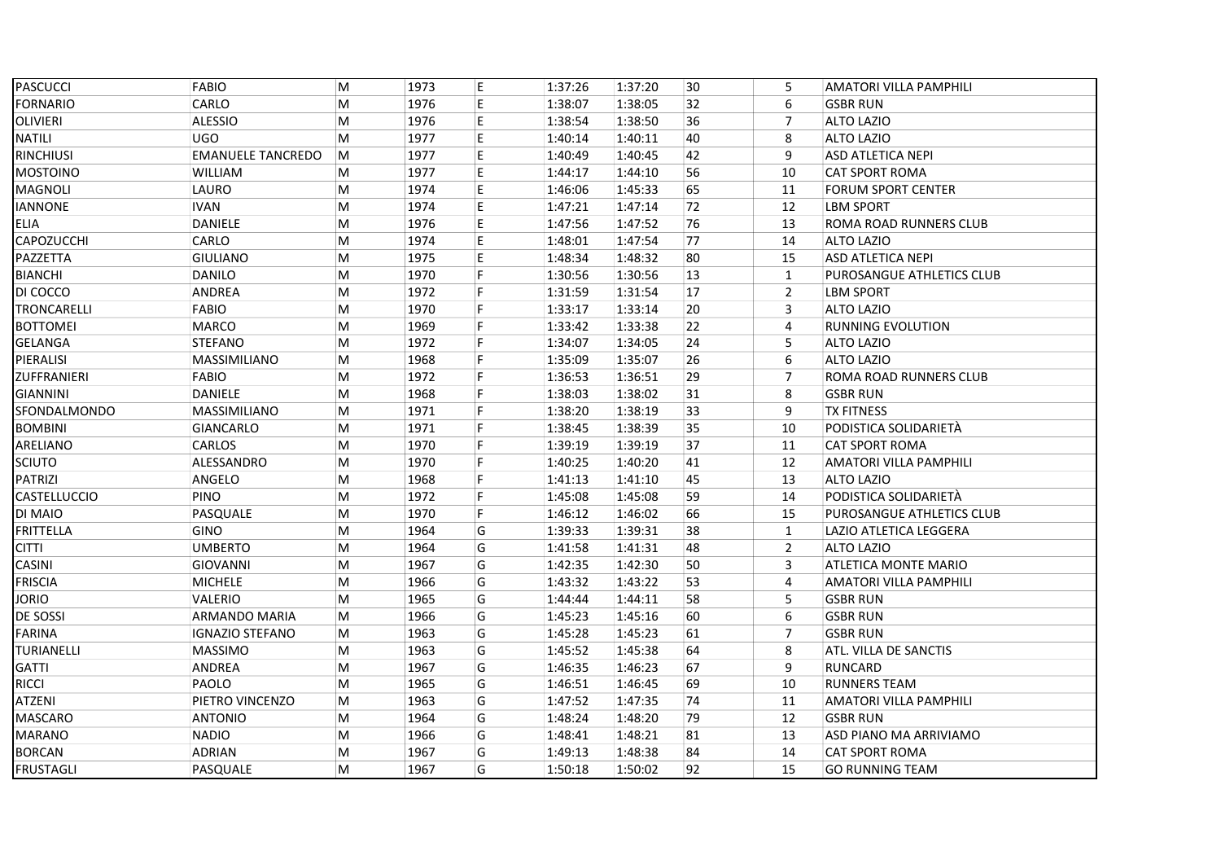| | | | | | | | | | |
|---|---|---|---|---|---|---|---|---|---|
| PASCUCCI | FABIO | M | 1973 | E | 1:37:26 | 1:37:20 | 30 | 5 | AMATORI VILLA PAMPHILI |
| FORNARIO | CARLO | M | 1976 | E | 1:38:07 | 1:38:05 | 32 | 6 | GSBR RUN |
| OLIVIERI | ALESSIO | M | 1976 | E | 1:38:54 | 1:38:50 | 36 | 7 | ALTO LAZIO |
| NATILI | UGO | M | 1977 | E | 1:40:14 | 1:40:11 | 40 | 8 | ALTO LAZIO |
| RINCHIUSI | EMANUELE TANCREDO | M | 1977 | E | 1:40:49 | 1:40:45 | 42 | 9 | ASD ATLETICA NEPI |
| MOSTOINO | WILLIAM | M | 1977 | E | 1:44:17 | 1:44:10 | 56 | 10 | CAT SPORT ROMA |
| MAGNOLI | LAURO | M | 1974 | E | 1:46:06 | 1:45:33 | 65 | 11 | FORUM SPORT CENTER |
| IANNONE | IVAN | M | 1974 | E | 1:47:21 | 1:47:14 | 72 | 12 | LBM SPORT |
| ELIA | DANIELE | M | 1976 | E | 1:47:56 | 1:47:52 | 76 | 13 | ROMA ROAD RUNNERS CLUB |
| CAPOZUCCHI | CARLO | M | 1974 | E | 1:48:01 | 1:47:54 | 77 | 14 | ALTO LAZIO |
| PAZZETTA | GIULIANO | M | 1975 | E | 1:48:34 | 1:48:32 | 80 | 15 | ASD ATLETICA NEPI |
| BIANCHI | DANILO | M | 1970 | F | 1:30:56 | 1:30:56 | 13 | 1 | PUROSANGUE ATHLETICS CLUB |
| DI COCCO | ANDREA | M | 1972 | F | 1:31:59 | 1:31:54 | 17 | 2 | LBM SPORT |
| TRONCARELLI | FABIO | M | 1970 | F | 1:33:17 | 1:33:14 | 20 | 3 | ALTO LAZIO |
| BOTTOMEI | MARCO | M | 1969 | F | 1:33:42 | 1:33:38 | 22 | 4 | RUNNING EVOLUTION |
| GELANGA | STEFANO | M | 1972 | F | 1:34:07 | 1:34:05 | 24 | 5 | ALTO LAZIO |
| PIERALISI | MASSIMILIANO | M | 1968 | F | 1:35:09 | 1:35:07 | 26 | 6 | ALTO LAZIO |
| ZUFFRANIERI | FABIO | M | 1972 | F | 1:36:53 | 1:36:51 | 29 | 7 | ROMA ROAD RUNNERS CLUB |
| GIANNINI | DANIELE | M | 1968 | F | 1:38:03 | 1:38:02 | 31 | 8 | GSBR RUN |
| SFONDALMONDO | MASSIMILIANO | M | 1971 | F | 1:38:20 | 1:38:19 | 33 | 9 | TX FITNESS |
| BOMBINI | GIANCARLO | M | 1971 | F | 1:38:45 | 1:38:39 | 35 | 10 | PODISTICA SOLIDARIETÀ |
| ARELIANO | CARLOS | M | 1970 | F | 1:39:19 | 1:39:19 | 37 | 11 | CAT SPORT ROMA |
| SCIUTO | ALESSANDRO | M | 1970 | F | 1:40:25 | 1:40:20 | 41 | 12 | AMATORI VILLA PAMPHILI |
| PATRIZI | ANGELO | M | 1968 | F | 1:41:13 | 1:41:10 | 45 | 13 | ALTO LAZIO |
| CASTELLUCCIO | PINO | M | 1972 | F | 1:45:08 | 1:45:08 | 59 | 14 | PODISTICA SOLIDARIETÀ |
| DI MAIO | PASQUALE | M | 1970 | F | 1:46:12 | 1:46:02 | 66 | 15 | PUROSANGUE ATHLETICS CLUB |
| FRITTELLA | GINO | M | 1964 | G | 1:39:33 | 1:39:31 | 38 | 1 | LAZIO ATLETICA LEGGERA |
| CITTI | UMBERTO | M | 1964 | G | 1:41:58 | 1:41:31 | 48 | 2 | ALTO LAZIO |
| CASINI | GIOVANNI | M | 1967 | G | 1:42:35 | 1:42:30 | 50 | 3 | ATLETICA MONTE MARIO |
| FRISCIA | MICHELE | M | 1966 | G | 1:43:32 | 1:43:22 | 53 | 4 | AMATORI VILLA PAMPHILI |
| JORIO | VALERIO | M | 1965 | G | 1:44:44 | 1:44:11 | 58 | 5 | GSBR RUN |
| DE SOSSI | ARMANDO MARIA | M | 1966 | G | 1:45:23 | 1:45:16 | 60 | 6 | GSBR RUN |
| FARINA | IGNAZIO STEFANO | M | 1963 | G | 1:45:28 | 1:45:23 | 61 | 7 | GSBR RUN |
| TURIANELLI | MASSIMO | M | 1963 | G | 1:45:52 | 1:45:38 | 64 | 8 | ATL. VILLA DE SANCTIS |
| GATTI | ANDREA | M | 1967 | G | 1:46:35 | 1:46:23 | 67 | 9 | RUNCARD |
| RICCI | PAOLO | M | 1965 | G | 1:46:51 | 1:46:45 | 69 | 10 | RUNNERS TEAM |
| ATZENI | PIETRO VINCENZO | M | 1963 | G | 1:47:52 | 1:47:35 | 74 | 11 | AMATORI VILLA PAMPHILI |
| MASCARO | ANTONIO | M | 1964 | G | 1:48:24 | 1:48:20 | 79 | 12 | GSBR RUN |
| MARANO | NADIO | M | 1966 | G | 1:48:41 | 1:48:21 | 81 | 13 | ASD PIANO MA ARRIVIAMO |
| BORCAN | ADRIAN | M | 1967 | G | 1:49:13 | 1:48:38 | 84 | 14 | CAT SPORT ROMA |
| FRUSTAGLI | PASQUALE | M | 1967 | G | 1:50:18 | 1:50:02 | 92 | 15 | GO RUNNING TEAM |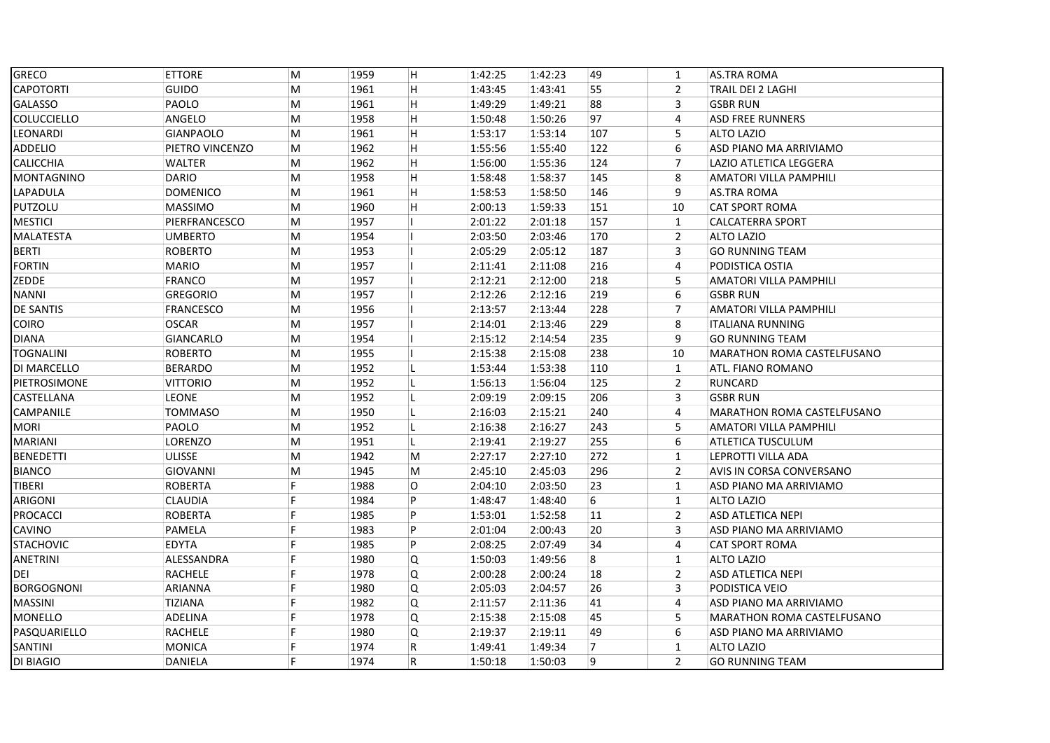| | | | | | | | | | |
|---|---|---|---|---|---|---|---|---|---|
| GRECO | ETTORE | M | 1959 | H | 1:42:25 | 1:42:23 | 49 | 1 | AS.TRA ROMA |
| CAPOTORTI | GUIDO | M | 1961 | H | 1:43:45 | 1:43:41 | 55 | 2 | TRAIL DEI 2 LAGHI |
| GALASSO | PAOLO | M | 1961 | H | 1:49:29 | 1:49:21 | 88 | 3 | GSBR RUN |
| COLUCCIELLO | ANGELO | M | 1958 | H | 1:50:48 | 1:50:26 | 97 | 4 | ASD FREE RUNNERS |
| LEONARDI | GIANPAOLO | M | 1961 | H | 1:53:17 | 1:53:14 | 107 | 5 | ALTO LAZIO |
| ADDELIO | PIETRO VINCENZO | M | 1962 | H | 1:55:56 | 1:55:40 | 122 | 6 | ASD PIANO MA ARRIVIAMO |
| CALICCHIA | WALTER | M | 1962 | H | 1:56:00 | 1:55:36 | 124 | 7 | LAZIO ATLETICA LEGGERA |
| MONTAGNINO | DARIO | M | 1958 | H | 1:58:48 | 1:58:37 | 145 | 8 | AMATORI VILLA PAMPHILI |
| LAPADULA | DOMENICO | M | 1961 | H | 1:58:53 | 1:58:50 | 146 | 9 | AS.TRA ROMA |
| PUTZOLU | MASSIMO | M | 1960 | H | 2:00:13 | 1:59:33 | 151 | 10 | CAT SPORT ROMA |
| MESTICI | PIERFRANCESCO | M | 1957 | I | 2:01:22 | 2:01:18 | 157 | 1 | CALCATERRA SPORT |
| MALATESTA | UMBERTO | M | 1954 | I | 2:03:50 | 2:03:46 | 170 | 2 | ALTO LAZIO |
| BERTI | ROBERTO | M | 1953 | I | 2:05:29 | 2:05:12 | 187 | 3 | GO RUNNING TEAM |
| FORTIN | MARIO | M | 1957 | I | 2:11:41 | 2:11:08 | 216 | 4 | PODISTICA OSTIA |
| ZEDDE | FRANCO | M | 1957 | I | 2:12:21 | 2:12:00 | 218 | 5 | AMATORI VILLA PAMPHILI |
| NANNI | GREGORIO | M | 1957 | I | 2:12:26 | 2:12:16 | 219 | 6 | GSBR RUN |
| DE SANTIS | FRANCESCO | M | 1956 | I | 2:13:57 | 2:13:44 | 228 | 7 | AMATORI VILLA PAMPHILI |
| COIRO | OSCAR | M | 1957 | I | 2:14:01 | 2:13:46 | 229 | 8 | ITALIANA RUNNING |
| DIANA | GIANCARLO | M | 1954 | I | 2:15:12 | 2:14:54 | 235 | 9 | GO RUNNING TEAM |
| TOGNALINI | ROBERTO | M | 1955 | I | 2:15:38 | 2:15:08 | 238 | 10 | MARATHON ROMA CASTELFUSANO |
| DI MARCELLO | BERARDO | M | 1952 | L | 1:53:44 | 1:53:38 | 110 | 1 | ATL. FIANO ROMANO |
| PIETROSIMONE | VITTORIO | M | 1952 | L | 1:56:13 | 1:56:04 | 125 | 2 | RUNCARD |
| CASTELLANA | LEONE | M | 1952 | L | 2:09:19 | 2:09:15 | 206 | 3 | GSBR RUN |
| CAMPANILE | TOMMASO | M | 1950 | L | 2:16:03 | 2:15:21 | 240 | 4 | MARATHON ROMA CASTELFUSANO |
| MORI | PAOLO | M | 1952 | L | 2:16:38 | 2:16:27 | 243 | 5 | AMATORI VILLA PAMPHILI |
| MARIANI | LORENZO | M | 1951 | L | 2:19:41 | 2:19:27 | 255 | 6 | ATLETICA TUSCULUM |
| BENEDETTI | ULISSE | M | 1942 | M | 2:27:17 | 2:27:10 | 272 | 1 | LEPROTTI VILLA ADA |
| BIANCO | GIOVANNI | M | 1945 | M | 2:45:10 | 2:45:03 | 296 | 2 | AVIS IN CORSA CONVERSANO |
| TIBERI | ROBERTA | F | 1988 | O | 2:04:10 | 2:03:50 | 23 | 1 | ASD PIANO MA ARRIVIAMO |
| ARIGONI | CLAUDIA | F | 1984 | P | 1:48:47 | 1:48:40 | 6 | 1 | ALTO LAZIO |
| PROCACCI | ROBERTA | F | 1985 | P | 1:53:01 | 1:52:58 | 11 | 2 | ASD ATLETICA NEPI |
| CAVINO | PAMELA | F | 1983 | P | 2:01:04 | 2:00:43 | 20 | 3 | ASD PIANO MA ARRIVIAMO |
| STACHOVIC | EDYTA | F | 1985 | P | 2:08:25 | 2:07:49 | 34 | 4 | CAT SPORT ROMA |
| ANETRINI | ALESSANDRA | F | 1980 | Q | 1:50:03 | 1:49:56 | 8 | 1 | ALTO LAZIO |
| DEI | RACHELE | F | 1978 | Q | 2:00:28 | 2:00:24 | 18 | 2 | ASD ATLETICA NEPI |
| BORGOGNONI | ARIANNA | F | 1980 | Q | 2:05:03 | 2:04:57 | 26 | 3 | PODISTICA VEIO |
| MASSINI | TIZIANA | F | 1982 | Q | 2:11:57 | 2:11:36 | 41 | 4 | ASD PIANO MA ARRIVIAMO |
| MONELLO | ADELINA | F | 1978 | Q | 2:15:38 | 2:15:08 | 45 | 5 | MARATHON ROMA CASTELFUSANO |
| PASQUARIELLO | RACHELE | F | 1980 | Q | 2:19:37 | 2:19:11 | 49 | 6 | ASD PIANO MA ARRIVIAMO |
| SANTINI | MONICA | F | 1974 | R | 1:49:41 | 1:49:34 | 7 | 1 | ALTO LAZIO |
| DI BIAGIO | DANIELA | F | 1974 | R | 1:50:18 | 1:50:03 | 9 | 2 | GO RUNNING TEAM |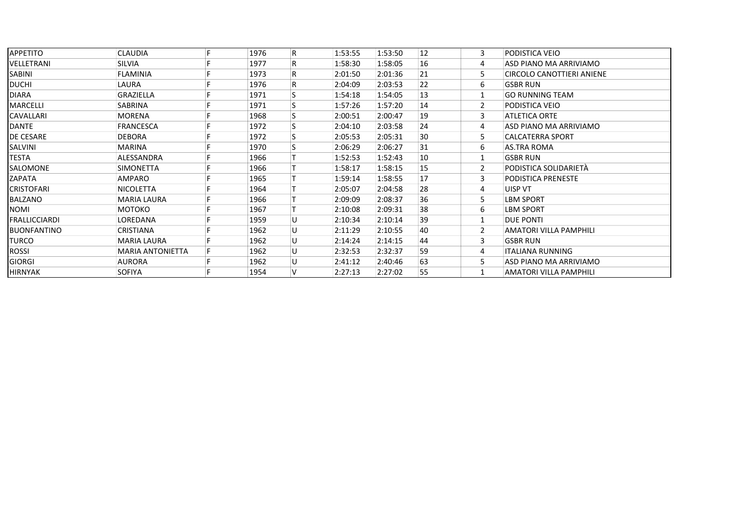| | | | | | | | | | |
|---|---|---|---|---|---|---|---|---|---|
| APPETITO | CLAUDIA | F | 1976 | R | 1:53:55 | 1:53:50 | 12 | 3 | PODISTICA VEIO |
| VELLETRANI | SILVIA | F | 1977 | R | 1:58:30 | 1:58:05 | 16 | 4 | ASD PIANO MA ARRIVIAMO |
| SABINI | FLAMINIA | F | 1973 | R | 2:01:50 | 2:01:36 | 21 | 5 | CIRCOLO CANOTTIERI ANIENE |
| DUCHI | LAURA | F | 1976 | R | 2:04:09 | 2:03:53 | 22 | 6 | GSBR RUN |
| DIARA | GRAZIELLA | F | 1971 | S | 1:54:18 | 1:54:05 | 13 | 1 | GO RUNNING TEAM |
| MARCELLI | SABRINA | F | 1971 | S | 1:57:26 | 1:57:20 | 14 | 2 | PODISTICA VEIO |
| CAVALLARI | MORENA | F | 1968 | S | 2:00:51 | 2:00:47 | 19 | 3 | ATLETICA ORTE |
| DANTE | FRANCESCA | F | 1972 | S | 2:04:10 | 2:03:58 | 24 | 4 | ASD PIANO MA ARRIVIAMO |
| DE CESARE | DEBORA | F | 1972 | S | 2:05:53 | 2:05:31 | 30 | 5 | CALCATERRA SPORT |
| SALVINI | MARINA | F | 1970 | S | 2:06:29 | 2:06:27 | 31 | 6 | AS.TRA ROMA |
| TESTA | ALESSANDRA | F | 1966 | T | 1:52:53 | 1:52:43 | 10 | 1 | GSBR RUN |
| SALOMONE | SIMONETTA | F | 1966 | T | 1:58:17 | 1:58:15 | 15 | 2 | PODISTICA SOLIDARIETÀ |
| ZAPATA | AMPARO | F | 1965 | T | 1:59:14 | 1:58:55 | 17 | 3 | PODISTICA PRENESTE |
| CRISTOFARI | NICOLETTA | F | 1964 | T | 2:05:07 | 2:04:58 | 28 | 4 | UISP VT |
| BALZANO | MARIA LAURA | F | 1966 | T | 2:09:09 | 2:08:37 | 36 | 5 | LBM SPORT |
| NOMI | MOTOKO | F | 1967 | T | 2:10:08 | 2:09:31 | 38 | 6 | LBM SPORT |
| FRALLICCIARDI | LOREDANA | F | 1959 | U | 2:10:34 | 2:10:14 | 39 | 1 | DUE PONTI |
| BUONFANTINO | CRISTIANA | F | 1962 | U | 2:11:29 | 2:10:55 | 40 | 2 | AMATORI VILLA PAMPHILI |
| TURCO | MARIA LAURA | F | 1962 | U | 2:14:24 | 2:14:15 | 44 | 3 | GSBR RUN |
| ROSSI | MARIA ANTONIETTA | F | 1962 | U | 2:32:53 | 2:32:37 | 59 | 4 | ITALIANA RUNNING |
| GIORGI | AURORA | F | 1962 | U | 2:41:12 | 2:40:46 | 63 | 5 | ASD PIANO MA ARRIVIAMO |
| HIRNYAK | SOFIYA | F | 1954 | V | 2:27:13 | 2:27:02 | 55 | 1 | AMATORI VILLA PAMPHILI |